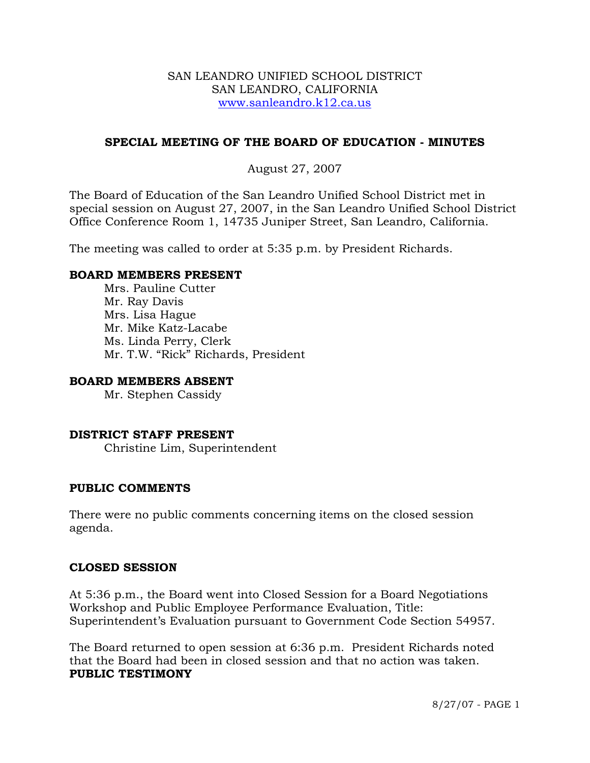SAN LEANDRO UNIFIED SCHOOL DISTRICT
SAN LEANDRO, CALIFORNIA
www.sanleandro.k12.ca.us

## SPECIAL MEETING OF THE BOARD OF EDUCATION - MINUTES

August 27, 2007

The Board of Education of the San Leandro Unified School District met in special session on August 27, 2007, in the San Leandro Unified School District Office Conference Room 1, 14735 Juniper Street, San Leandro, California.

The meeting was called to order at 5:35 p.m. by President Richards.

### BOARD MEMBERS PRESENT

Mrs. Pauline Cutter
Mr. Ray Davis
Mrs. Lisa Hague
Mr. Mike Katz-Lacabe
Ms. Linda Perry, Clerk
Mr. T.W. "Rick" Richards, President

### BOARD MEMBERS ABSENT

Mr. Stephen Cassidy

### DISTRICT STAFF PRESENT

Christine Lim, Superintendent

### PUBLIC COMMENTS

There were no public comments concerning items on the closed session agenda.

### CLOSED SESSION

At 5:36 p.m., the Board went into Closed Session for a Board Negotiations Workshop and Public Employee Performance Evaluation, Title: Superintendent's Evaluation pursuant to Government Code Section 54957.

The Board returned to open session at 6:36 p.m. President Richards noted that the Board had been in closed session and that no action was taken.

### PUBLIC TESTIMONY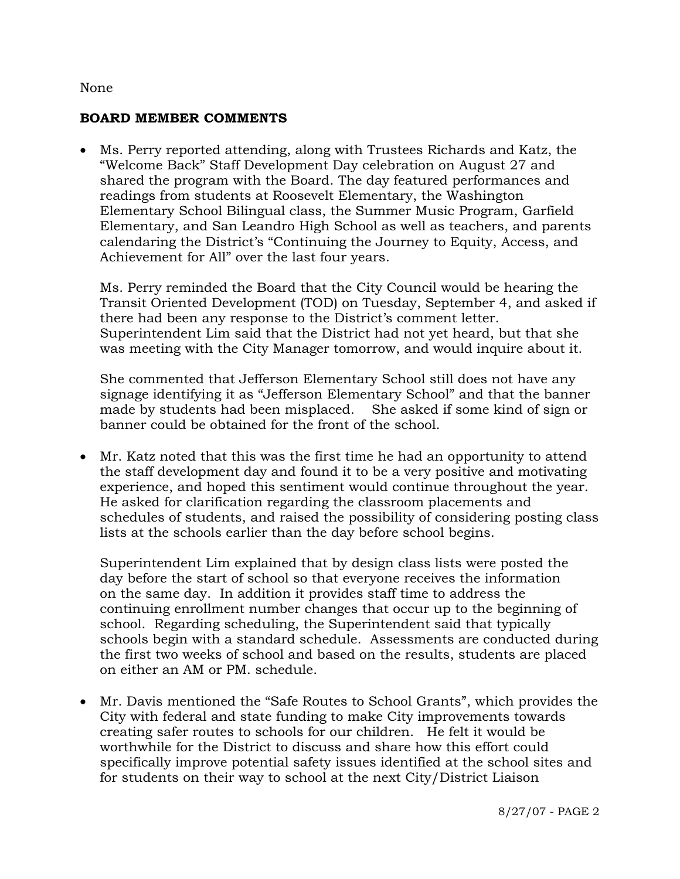None

**BOARD MEMBER COMMENTS**

- Ms. Perry reported attending, along with Trustees Richards and Katz, the "Welcome Back" Staff Development Day celebration on August 27 and shared the program with the Board. The day featured performances and readings from students at Roosevelt Elementary, the Washington Elementary School Bilingual class, the Summer Music Program, Garfield Elementary, and San Leandro High School as well as teachers, and parents calendaring the District's "Continuing the Journey to Equity, Access, and Achievement for All" over the last four years.

  Ms. Perry reminded the Board that the City Council would be hearing the Transit Oriented Development (TOD) on Tuesday, September 4, and asked if there had been any response to the District's comment letter. Superintendent Lim said that the District had not yet heard, but that she was meeting with the City Manager tomorrow, and would inquire about it.

  She commented that Jefferson Elementary School still does not have any signage identifying it as "Jefferson Elementary School" and that the banner made by students had been misplaced. She asked if some kind of sign or banner could be obtained for the front of the school.

- Mr. Katz noted that this was the first time he had an opportunity to attend the staff development day and found it to be a very positive and motivating experience, and hoped this sentiment would continue throughout the year. He asked for clarification regarding the classroom placements and schedules of students, and raised the possibility of considering posting class lists at the schools earlier than the day before school begins.

  Superintendent Lim explained that by design class lists were posted the day before the start of school so that everyone receives the information on the same day. In addition it provides staff time to address the continuing enrollment number changes that occur up to the beginning of school. Regarding scheduling, the Superintendent said that typically schools begin with a standard schedule. Assessments are conducted during the first two weeks of school and based on the results, students are placed on either an AM or PM. schedule.

- Mr. Davis mentioned the "Safe Routes to School Grants", which provides the City with federal and state funding to make City improvements towards creating safer routes to schools for our children. He felt it would be worthwhile for the District to discuss and share how this effort could specifically improve potential safety issues identified at the school sites and for students on their way to school at the next City/District Liaison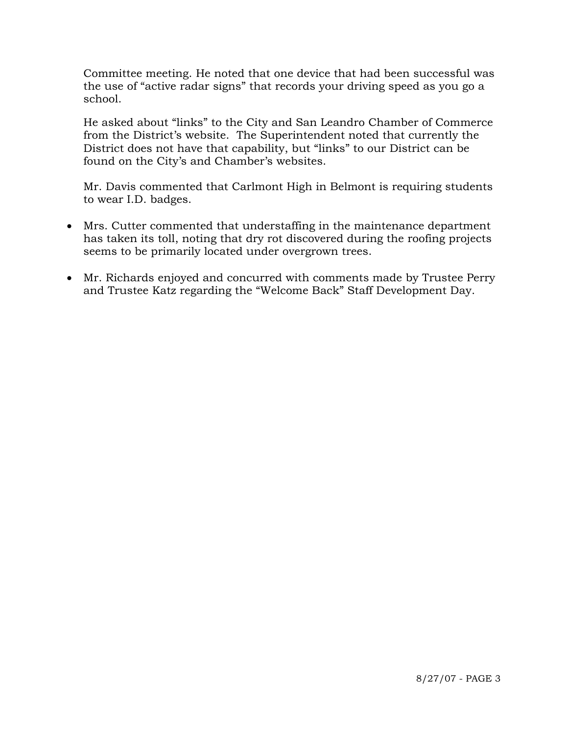Committee meeting. He noted that one device that had been successful was the use of "active radar signs" that records your driving speed as you go a school.

He asked about "links" to the City and San Leandro Chamber of Commerce from the District's website. The Superintendent noted that currently the District does not have that capability, but "links" to our District can be found on the City's and Chamber's websites.

Mr. Davis commented that Carlmont High in Belmont is requiring students to wear I.D. badges.

- Mrs. Cutter commented that understaffing in the maintenance department has taken its toll, noting that dry rot discovered during the roofing projects seems to be primarily located under overgrown trees.
- Mr. Richards enjoyed and concurred with comments made by Trustee Perry and Trustee Katz regarding the "Welcome Back" Staff Development Day.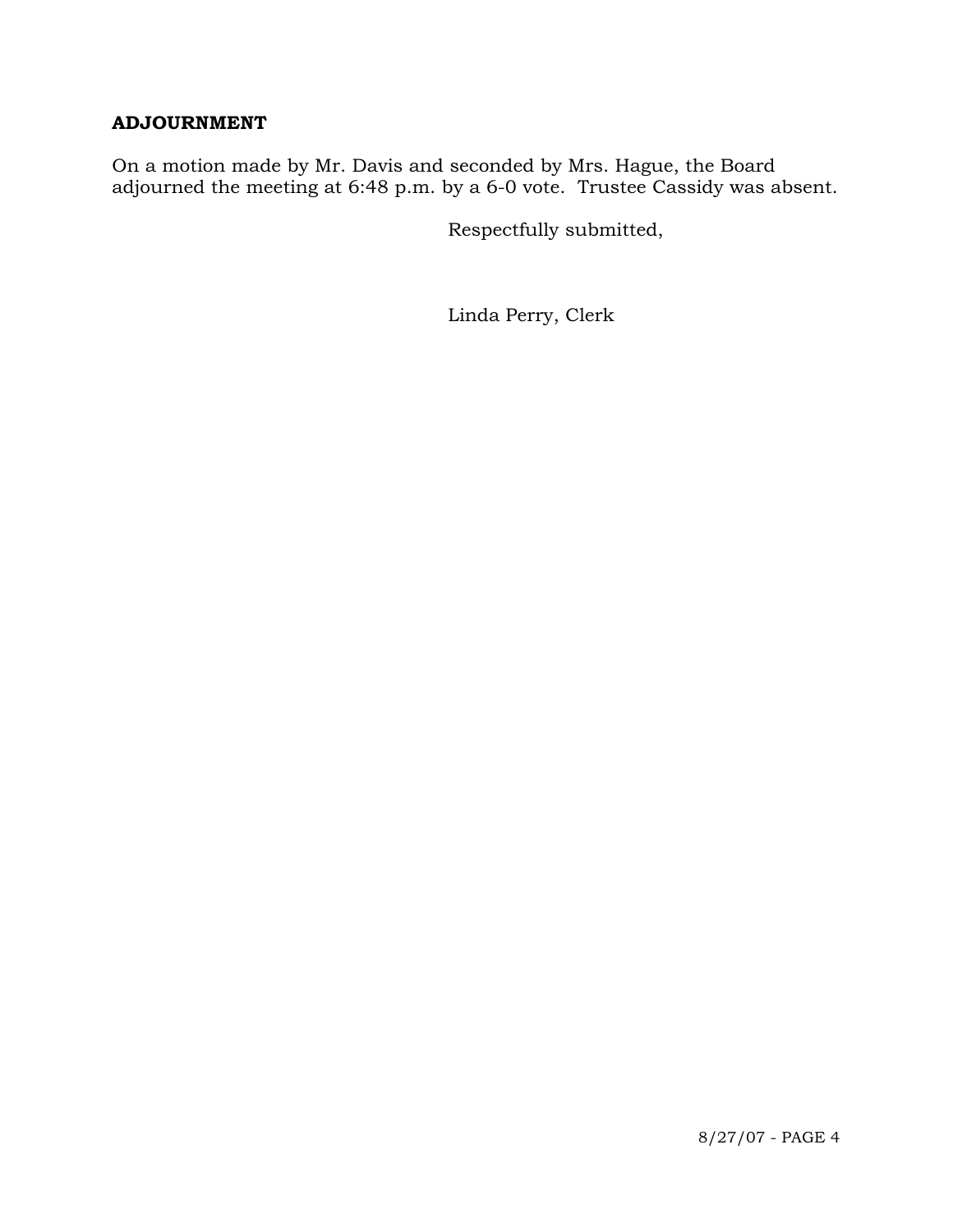**ADJOURNMENT**

On a motion made by Mr. Davis and seconded by Mrs. Hague, the Board adjourned the meeting at 6:48 p.m. by a 6-0 vote. Trustee Cassidy was absent.

Respectfully submitted,

Linda Perry, Clerk